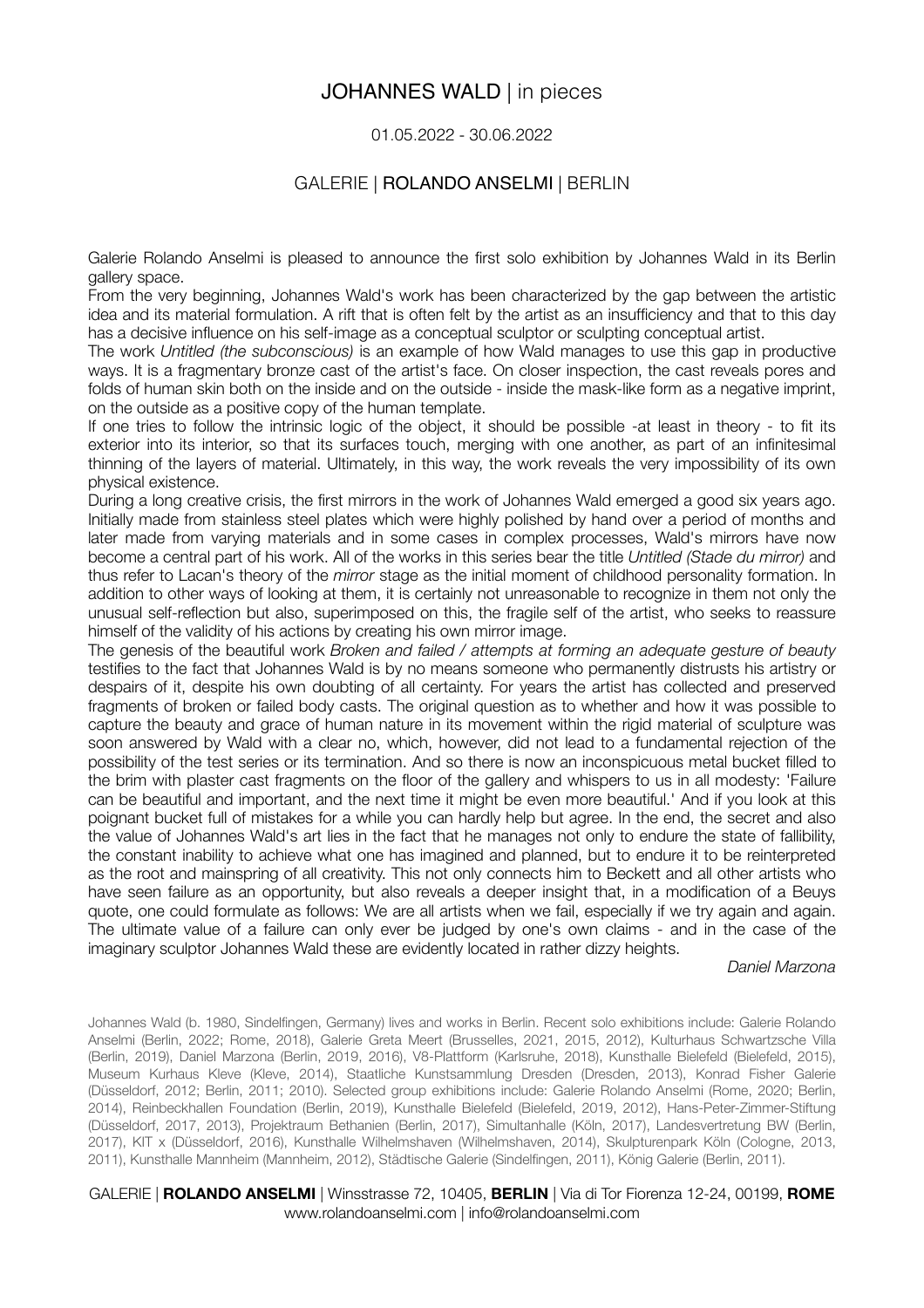# JOHANNES WALD | in pieces

01.05.2022 - 30.06.2022

GALERIE | ROLANDO ANSELMI | BERLIN

Galerie Rolando Anselmi is pleased to announce the first solo exhibition by Johannes Wald in its Berlin gallery space.

From the very beginning, Johannes Wald's work has been characterized by the gap between the artistic idea and its material formulation. A rift that is often felt by the artist as an insufficiency and that to this day has a decisive influence on his self-image as a conceptual sculptor or sculpting conceptual artist.

The work *Untitled (the subconscious)* is an example of how Wald manages to use this gap in productive ways. It is a fragmentary bronze cast of the artist's face. On closer inspection, the cast reveals pores and folds of human skin both on the inside and on the outside - inside the mask-like form as a negative imprint, on the outside as a positive copy of the human template.

If one tries to follow the intrinsic logic of the object, it should be possible -at least in theory - to fit its exterior into its interior, so that its surfaces touch, merging with one another, as part of an infinitesimal thinning of the layers of material. Ultimately, in this way, the work reveals the very impossibility of its own physical existence.

During a long creative crisis, the first mirrors in the work of Johannes Wald emerged a good six years ago. Initially made from stainless steel plates which were highly polished by hand over a period of months and later made from varying materials and in some cases in complex processes, Wald's mirrors have now become a central part of his work. All of the works in this series bear the title *Untitled (Stade du mirror)* and thus refer to Lacan's theory of the *mirror* stage as the initial moment of childhood personality formation. In addition to other ways of looking at them, it is certainly not unreasonable to recognize in them not only the unusual self-reflection but also, superimposed on this, the fragile self of the artist, who seeks to reassure himself of the validity of his actions by creating his own mirror image.

The genesis of the beautiful work *Broken and failed / attempts at forming an adequate gesture of beauty* testifies to the fact that Johannes Wald is by no means someone who permanently distrusts his artistry or despairs of it, despite his own doubting of all certainty. For years the artist has collected and preserved fragments of broken or failed body casts. The original question as to whether and how it was possible to capture the beauty and grace of human nature in its movement within the rigid material of sculpture was soon answered by Wald with a clear no, which, however, did not lead to a fundamental rejection of the possibility of the test series or its termination. And so there is now an inconspicuous metal bucket filled to the brim with plaster cast fragments on the floor of the gallery and whispers to us in all modesty: 'Failure can be beautiful and important, and the next time it might be even more beautiful.' And if you look at this poignant bucket full of mistakes for a while you can hardly help but agree. In the end, the secret and also the value of Johannes Wald's art lies in the fact that he manages not only to endure the state of fallibility, the constant inability to achieve what one has imagined and planned, but to endure it to be reinterpreted as the root and mainspring of all creativity. This not only connects him to Beckett and all other artists who have seen failure as an opportunity, but also reveals a deeper insight that, in a modification of a Beuys quote, one could formulate as follows: We are all artists when we fail, especially if we try again and again. The ultimate value of a failure can only ever be judged by one's own claims - and in the case of the imaginary sculptor Johannes Wald these are evidently located in rather dizzy heights.

*Daniel Marzona*

Johannes Wald (b. 1980, Sindelfingen, Germany) lives and works in Berlin. Recent solo exhibitions include: Galerie Rolando Anselmi (Berlin, 2022; Rome, 2018), Galerie Greta Meert (Brusselles, 2021, 2015, 2012), Kulturhaus Schwartzsche Villa (Berlin, 2019), Daniel Marzona (Berlin, 2019, 2016), V8-Plattform (Karlsruhe, 2018), Kunsthalle Bielefeld (Bielefeld, 2015), Museum Kurhaus Kleve (Kleve, 2014), Staatliche Kunstsammlung Dresden (Dresden, 2013), Konrad Fisher Galerie (Düsseldorf, 2012; Berlin, 2011; 2010). Selected group exhibitions include: Galerie Rolando Anselmi (Rome, 2020; Berlin, 2014), Reinbeckhallen Foundation (Berlin, 2019), Kunsthalle Bielefeld (Bielefeld, 2019, 2012), Hans-Peter-Zimmer-Stiftung (Düsseldorf, 2017, 2013), Projektraum Bethanien (Berlin, 2017), Simultanhalle (Köln, 2017), Landesvertretung BW (Berlin, 2017), KIT x (Düsseldorf, 2016), Kunsthalle Wilhelmshaven (Wilhelmshaven, 2014), Skulpturenpark Köln (Cologne, 2013, 2011), Kunsthalle Mannheim (Mannheim, 2012), Städtische Galerie (Sindelfingen, 2011), König Galerie (Berlin, 2011).

GALERIE | **ROLANDO ANSELMI** | Winsstrasse 72, 10405, **BERLIN** | Via di Tor Fiorenza 12-24, 00199, **ROME**
www.rolandoanselmi.com | info@rolandoanselmi.com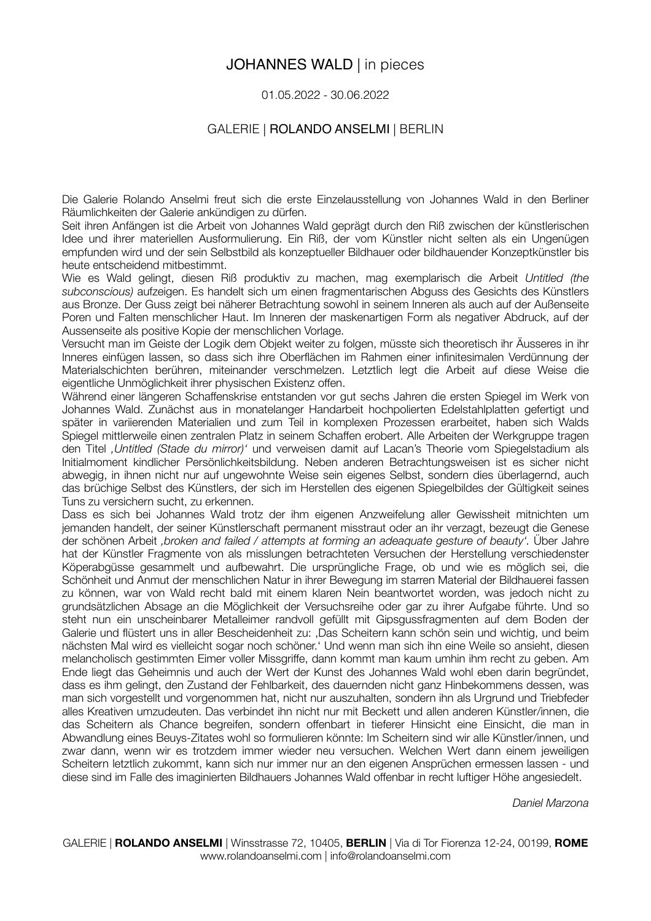# JOHANNES WALD | in pieces

01.05.2022 - 30.06.2022

GALERIE | ROLANDO ANSELMI | BERLIN

Die Galerie Rolando Anselmi freut sich die erste Einzelausstellung von Johannes Wald in den Berliner Räumlichkeiten der Galerie ankündigen zu dürfen.

Seit ihren Anfängen ist die Arbeit von Johannes Wald geprägt durch den Riß zwischen der künstlerischen Idee und ihrer materiellen Ausformulierung. Ein Riß, der vom Künstler nicht selten als ein Ungenügen empfunden wird und der sein Selbstbild als konzeptueller Bildhauer oder bildhauender Konzeptkünstler bis heute entscheidend mitbestimmt.

Wie es Wald gelingt, diesen Riß produktiv zu machen, mag exemplarisch die Arbeit *Untitled (the subconscious)* aufzeigen. Es handelt sich um einen fragmentarischen Abguss des Gesichts des Künstlers aus Bronze. Der Guss zeigt bei näherer Betrachtung sowohl in seinem Inneren als auch auf der Außenseite Poren und Falten menschlicher Haut. Im Inneren der maskenartigen Form als negativer Abdruck, auf der Aussenseite als positive Kopie der menschlichen Vorlage.

Versucht man im Geiste der Logik dem Objekt weiter zu folgen, müsste sich theoretisch ihr Äusseres in ihr Inneres einfügen lassen, so dass sich ihre Oberflächen im Rahmen einer infinitesimalen Verdünnung der Materialschichten berühren, miteinander verschmelzen. Letztlich legt die Arbeit auf diese Weise die eigentliche Unmöglichkeit ihrer physischen Existenz offen.

Während einer längeren Schaffenskrise entstanden vor gut sechs Jahren die ersten Spiegel im Werk von Johannes Wald. Zunächst aus in monatelanger Handarbeit hochpolierten Edelstahlplatten gefertigt und später in variierenden Materialien und zum Teil in komplexen Prozessen erarbeitet, haben sich Walds Spiegel mittlerweile einen zentralen Platz in seinem Schaffen erobert. Alle Arbeiten der Werkgruppe tragen den Titel *'Untitled (Stade du mirror)'* und verweisen damit auf Lacan's Theorie vom Spiegelstadium als Initialmoment kindlicher Persönlichkeitsbildung. Neben anderen Betrachtungsweisen ist es sicher nicht abwegig, in ihnen nicht nur auf ungewohnte Weise sein eigenes Selbst, sondern dies überlagernd, auch das brüchige Selbst des Künstlers, der sich im Herstellen des eigenen Spiegelbildes der Gültigkeit seines Tuns zu versichern sucht, zu erkennen.

Dass es sich bei Johannes Wald trotz der ihm eigenen Anzweifelung aller Gewissheit mitnichten um jemanden handelt, der seiner Künstlerschaft permanent misstraut oder an ihr verzagt, bezeugt die Genese der schönen Arbeit *'broken and failed / attempts at forming an adeaquate gesture of beauty'*. Über Jahre hat der Künstler Fragmente von als misslungen betrachteten Versuchen der Herstellung verschiedenster Köperabgüsse gesammelt und aufbewahrt. Die ursprüngliche Frage, ob und wie es möglich sei, die Schönheit und Anmut der menschlichen Natur in ihrer Bewegung im starren Material der Bildhauerei fassen zu können, war von Wald recht bald mit einem klaren Nein beantwortet worden, was jedoch nicht zu grundsätzlichen Absage an die Möglichkeit der Versuchsreihe oder gar zu ihrer Aufgabe führte. Und so steht nun ein unscheinbarer Metalleimer randvoll gefüllt mit Gipsgussfragmenten auf dem Boden der Galerie und flüstert uns in aller Bescheidenheit zu: 'Das Scheitern kann schön sein und wichtig, und beim nächsten Mal wird es vielleicht sogar noch schöner.' Und wenn man sich ihn eine Weile so ansieht, diesen melancholisch gestimmten Eimer voller Missgriffe, dann kommt man kaum umhin ihm recht zu geben. Am Ende liegt das Geheimnis und auch der Wert der Kunst des Johannes Wald wohl eben darin begründet, dass es ihm gelingt, den Zustand der Fehlbarkeit, des dauernden nicht ganz Hinbekommens dessen, was man sich vorgestellt und vorgenommen hat, nicht nur auszuhalten, sondern ihn als Urgrund und Triebfeder alles Kreativen umzudeuten. Das verbindet ihn nicht nur mit Beckett und allen anderen Künstler/innen, die das Scheitern als Chance begreifen, sondern offenbart in tieferer Hinsicht eine Einsicht, die man in Abwandlung eines Beuys-Zitates wohl so formulieren könnte: Im Scheitern sind wir alle Künstler/innen, und zwar dann, wenn wir es trotzdem immer wieder neu versuchen. Welchen Wert dann einem jeweiligen Scheitern letztlich zukommt, kann sich nur immer nur an den eigenen Ansprüchen ermessen lassen - und diese sind im Falle des imaginierten Bildhauers Johannes Wald offenbar in recht luftiger Höhe angesiedelt.

*Daniel Marzona*

GALERIE | **ROLANDO ANSELMI** | Winsstrasse 72, 10405, **BERLIN** | Via di Tor Fiorenza 12-24, 00199, **ROME**
www.rolandoanselmi.com | info@rolandoanselmi.com